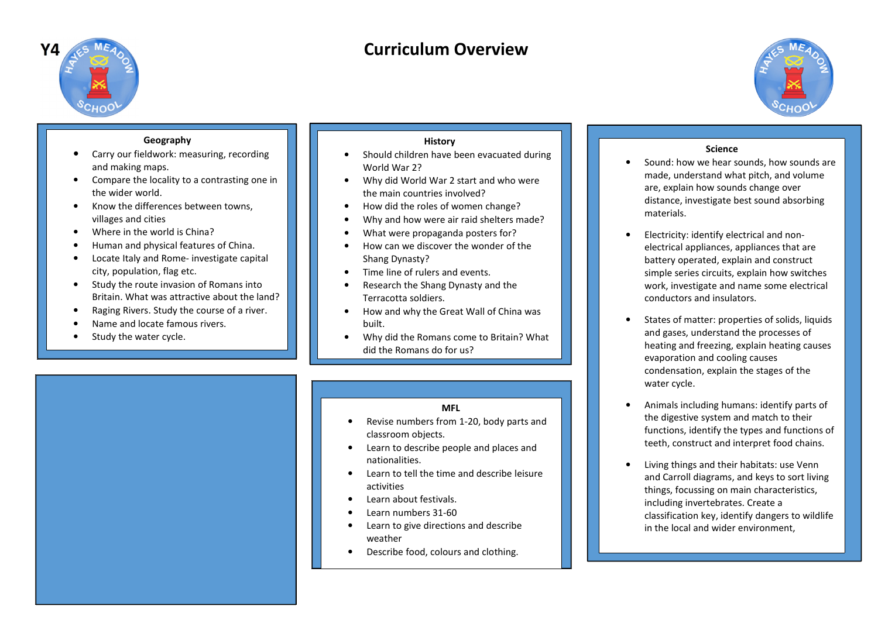# Y4 Curriculum Overview

## Geography

- Carry our fieldwork: measuring, recording and making maps.
- Compare the locality to a contrasting one in the wider world.
- Know the differences between towns, villages and cities
- Where in the world is China?
- Human and physical features of China.
- Locate Italy and Rome- investigate capital city, population, flag etc.
- Study the route invasion of Romans into Britain. What was attractive about the land?
- Raging Rivers. Study the course of a river.
- Name and locate famous rivers.
- Study the water cycle.

## History

- Should children have been evacuated during World War 2?
- Why did World War 2 start and who were the main countries involved?
- How did the roles of women change?
- Why and how were air raid shelters made?
- What were propaganda posters for?
- How can we discover the wonder of the Shang Dynasty?
- Time line of rulers and events.
- Research the Shang Dynasty and the Terracotta soldiers.
- How and why the Great Wall of China was built.
- Why did the Romans come to Britain? What did the Romans do for us?

## Science

- Sound: how we hear sounds, how sounds are made, understand what pitch, and volume are, explain how sounds change over distance, investigate best sound absorbing materials.
- Electricity: identify electrical and non-electrical appliances, appliances that are battery operated, explain and construct simple series circuits, explain how switches work, investigate and name some electrical conductors and insulators.
- States of matter: properties of solids, liquids and gases, understand the processes of heating and freezing, explain heating causes evaporation and cooling causes condensation, explain the stages of the water cycle.
- Animals including humans: identify parts of the digestive system and match to their functions, identify the types and functions of teeth, construct and interpret food chains.
- Living things and their habitats: use Venn and Carroll diagrams, and keys to sort living things, focussing on main characteristics, including invertebrates. Create a classification key, identify dangers to wildlife in the local and wider environment,

## MFL

- Revise numbers from 1-20, body parts and classroom objects.
- Learn to describe people and places and nationalities.
- Learn to tell the time and describe leisure activities
- Learn about festivals.
- Learn numbers 31-60
- Learn to give directions and describe weather
- Describe food, colours and clothing.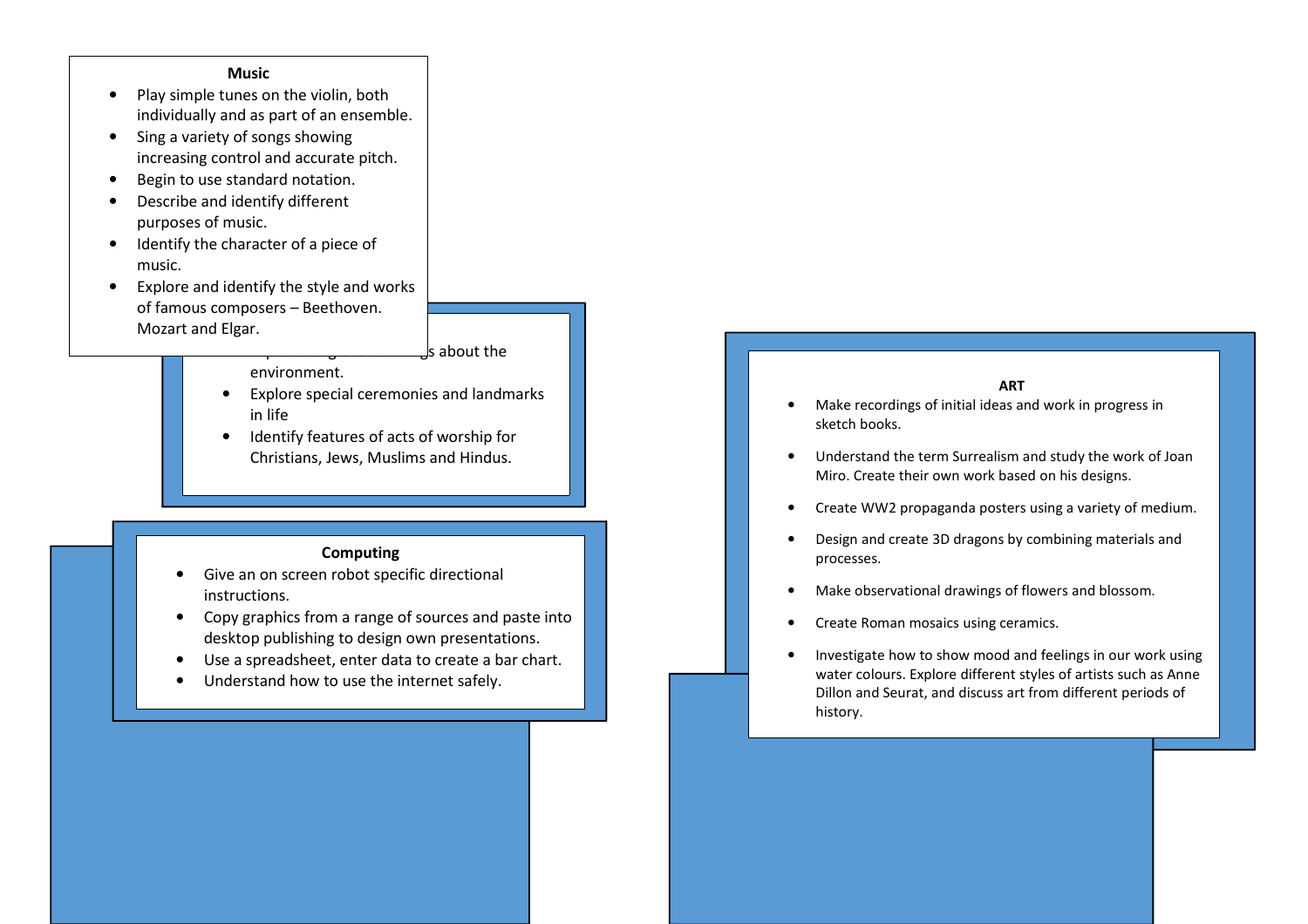### Music

- Play simple tunes on the violin, both individually and as part of an ensemble.
- Sing a variety of songs showing increasing control and accurate pitch.
- Begin to use standard notation.
- Describe and identify different purposes of music.
- Identify the character of a piece of music.
- Explore and identify the style and works of famous composers – Beethoven. Mozart and Elgar.

---

- ...s about the environment.
- Explore special ceremonies and landmarks in life
- Identify features of acts of worship for Christians, Jews, Muslims and Hindus.

### Computing

- Give an on screen robot specific directional instructions.
- Copy graphics from a range of sources and paste into desktop publishing to design own presentations.
- Use a spreadsheet, enter data to create a bar chart.
- Understand how to use the internet safely.

### ART

- Make recordings of initial ideas and work in progress in sketch books.
- Understand the term Surrealism and study the work of Joan Miro. Create their own work based on his designs.
- Create WW2 propaganda posters using a variety of medium.
- Design and create 3D dragons by combining materials and processes.
- Make observational drawings of flowers and blossom.
- Create Roman mosaics using ceramics.
- Investigate how to show mood and feelings in our work using water colours. Explore different styles of artists such as Anne Dillon and Seurat, and discuss art from different periods of history.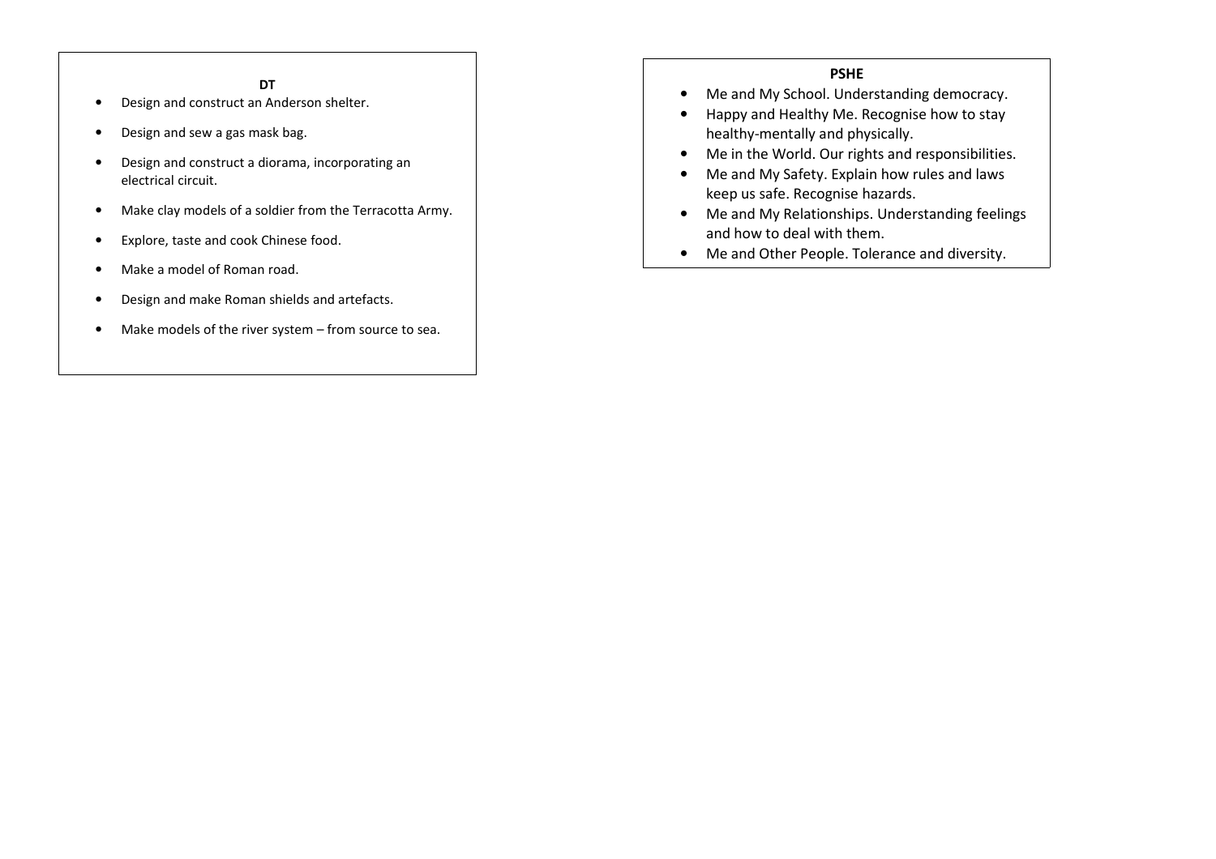**DT**

- Design and construct an Anderson shelter.
- Design and sew a gas mask bag.
- Design and construct a diorama, incorporating an electrical circuit.
- Make clay models of a soldier from the Terracotta Army.
- Explore, taste and cook Chinese food.
- Make a model of Roman road.
- Design and make Roman shields and artefacts.
- Make models of the river system – from source to sea.

**PSHE**

- Me and My School. Understanding democracy.
- Happy and Healthy Me. Recognise how to stay healthy-mentally and physically.
- Me in the World. Our rights and responsibilities.
- Me and My Safety. Explain how rules and laws keep us safe. Recognise hazards.
- Me and My Relationships. Understanding feelings and how to deal with them.
- Me and Other People. Tolerance and diversity.